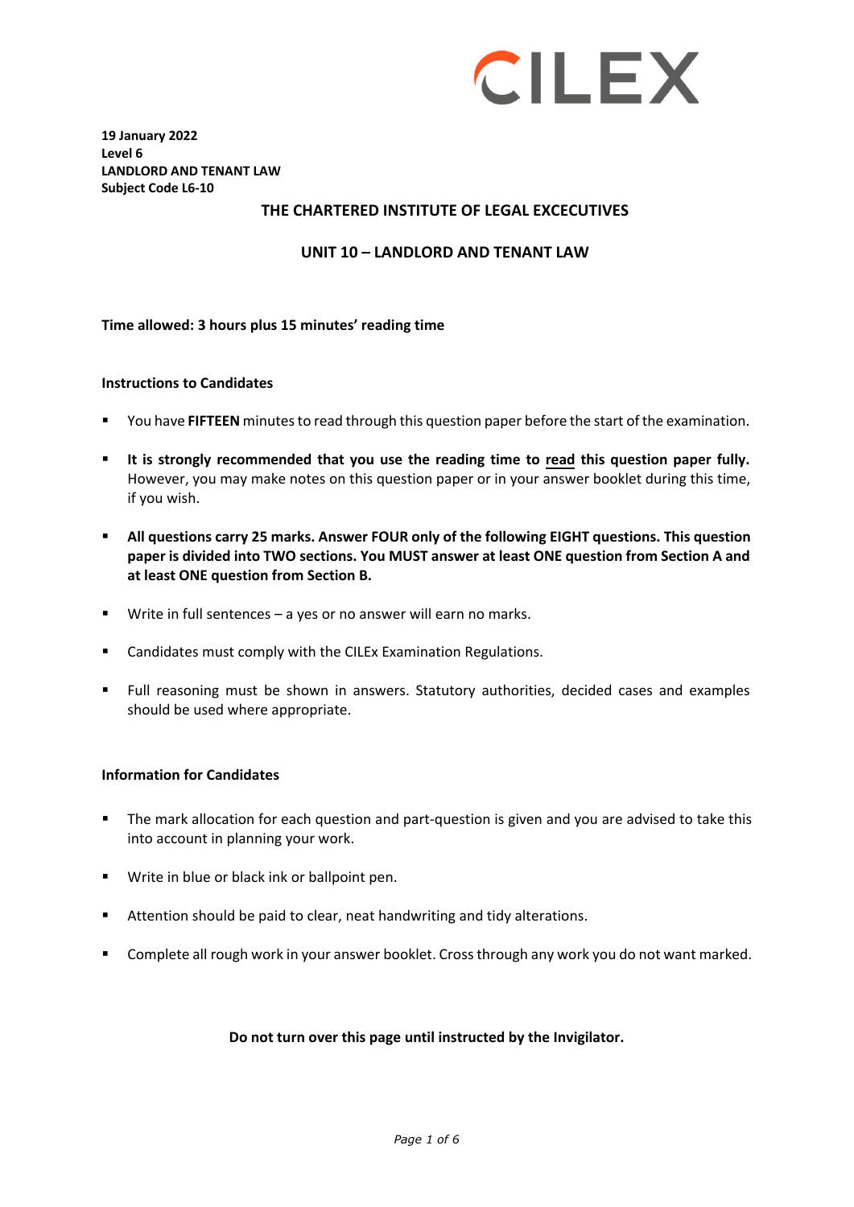CILEX

**19 January 2022**
**Level 6**
**LANDLORD AND TENANT LAW**
**Subject Code L6-10**

## THE CHARTERED INSTITUTE OF LEGAL EXCECUTIVES

## UNIT 10 – LANDLORD AND TENANT LAW

**Time allowed: 3 hours plus 15 minutes' reading time**

**Instructions to Candidates**

- You have **FIFTEEN** minutes to read through this question paper before the start of the examination.
- **It is strongly recommended that you use the reading time to read this question paper fully.** However, you may make notes on this question paper or in your answer booklet during this time, if you wish.
- **All questions carry 25 marks. Answer FOUR only of the following EIGHT questions. This question paper is divided into TWO sections. You MUST answer at least ONE question from Section A and at least ONE question from Section B.**
- Write in full sentences – a yes or no answer will earn no marks.
- Candidates must comply with the CILEx Examination Regulations.
- Full reasoning must be shown in answers. Statutory authorities, decided cases and examples should be used where appropriate.

**Information for Candidates**

- The mark allocation for each question and part-question is given and you are advised to take this into account in planning your work.
- Write in blue or black ink or ballpoint pen.
- Attention should be paid to clear, neat handwriting and tidy alterations.
- Complete all rough work in your answer booklet. Cross through any work you do not want marked.

**Do not turn over this page until instructed by the Invigilator.**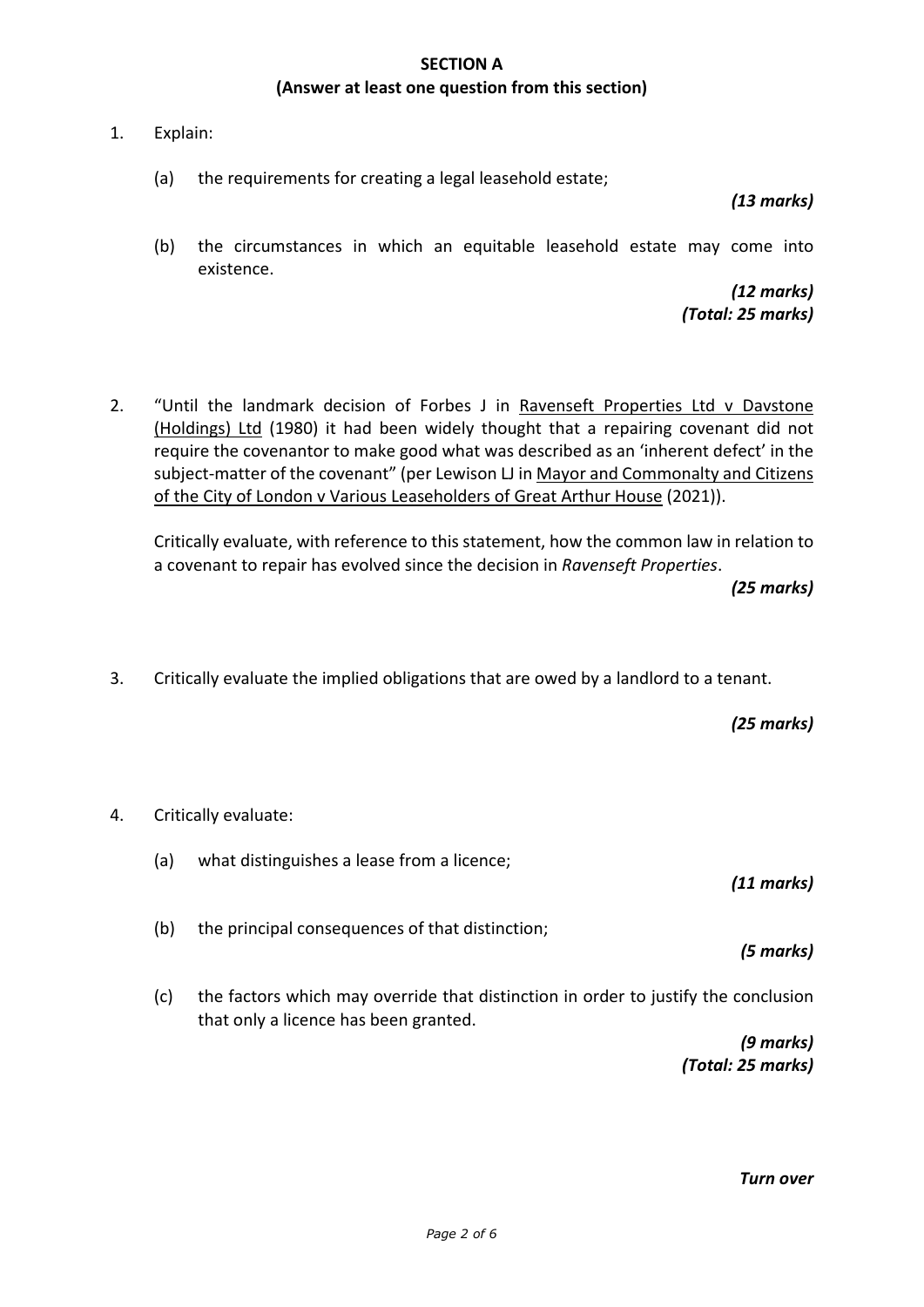## SECTION A

**(Answer at least one question from this section)**

1. Explain:

   (a) the requirements for creating a legal leasehold estate;

   ***(13 marks)***

   (b) the circumstances in which an equitable leasehold estate may come into existence.

   ***(12 marks)***
   ***(Total: 25 marks)***

2. "Until the landmark decision of Forbes J in <u>Ravenseft Properties Ltd v Davstone (Holdings) Ltd</u> (1980) it had been widely thought that a repairing covenant did not require the covenantor to make good what was described as an 'inherent defect' in the subject-matter of the covenant" (per Lewison LJ in <u>Mayor and Commonalty and Citizens of the City of London v Various Leaseholders of Great Arthur House</u> (2021)).

   Critically evaluate, with reference to this statement, how the common law in relation to a covenant to repair has evolved since the decision in *Ravenseft Properties*.

   ***(25 marks)***

3. Critically evaluate the implied obligations that are owed by a landlord to a tenant.

   ***(25 marks)***

4. Critically evaluate:

   (a) what distinguishes a lease from a licence;

   ***(11 marks)***

   (b) the principal consequences of that distinction;

   ***(5 marks)***

   (c) the factors which may override that distinction in order to justify the conclusion that only a licence has been granted.

   ***(9 marks)***
   ***(Total: 25 marks)***

***Turn over***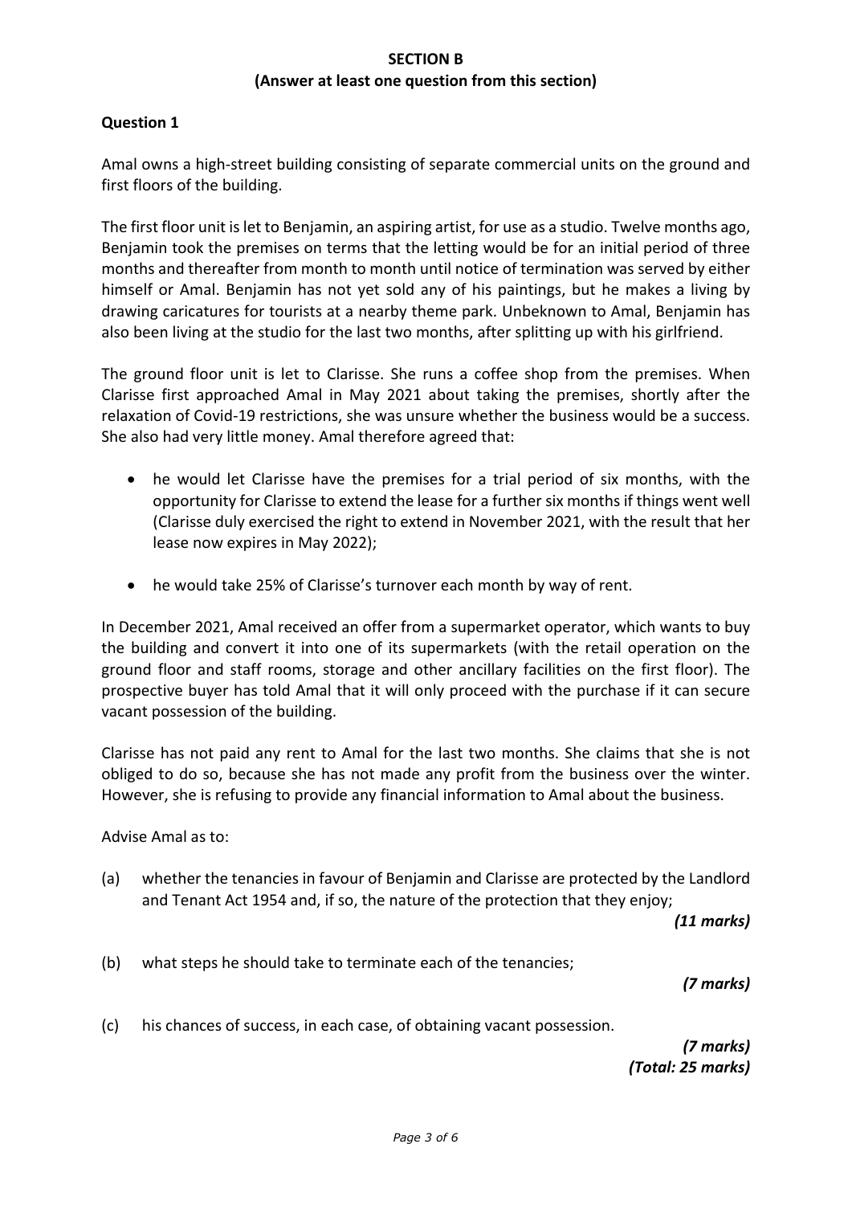## SECTION B
### (Answer at least one question from this section)

**Question 1**

Amal owns a high-street building consisting of separate commercial units on the ground and first floors of the building.

The first floor unit is let to Benjamin, an aspiring artist, for use as a studio. Twelve months ago, Benjamin took the premises on terms that the letting would be for an initial period of three months and thereafter from month to month until notice of termination was served by either himself or Amal. Benjamin has not yet sold any of his paintings, but he makes a living by drawing caricatures for tourists at a nearby theme park. Unbeknown to Amal, Benjamin has also been living at the studio for the last two months, after splitting up with his girlfriend.

The ground floor unit is let to Clarisse. She runs a coffee shop from the premises. When Clarisse first approached Amal in May 2021 about taking the premises, shortly after the relaxation of Covid-19 restrictions, she was unsure whether the business would be a success. She also had very little money. Amal therefore agreed that:

- he would let Clarisse have the premises for a trial period of six months, with the opportunity for Clarisse to extend the lease for a further six months if things went well (Clarisse duly exercised the right to extend in November 2021, with the result that her lease now expires in May 2022);
- he would take 25% of Clarisse's turnover each month by way of rent.

In December 2021, Amal received an offer from a supermarket operator, which wants to buy the building and convert it into one of its supermarkets (with the retail operation on the ground floor and staff rooms, storage and other ancillary facilities on the first floor). The prospective buyer has told Amal that it will only proceed with the purchase if it can secure vacant possession of the building.

Clarisse has not paid any rent to Amal for the last two months. She claims that she is not obliged to do so, because she has not made any profit from the business over the winter. However, she is refusing to provide any financial information to Amal about the business.

Advise Amal as to:

(a) whether the tenancies in favour of Benjamin and Clarisse are protected by the Landlord and Tenant Act 1954 and, if so, the nature of the protection that they enjoy;

*(11 marks)*

(b) what steps he should take to terminate each of the tenancies;

*(7 marks)*

(c) his chances of success, in each case, of obtaining vacant possession.

*(7 marks)*
*(Total: 25 marks)*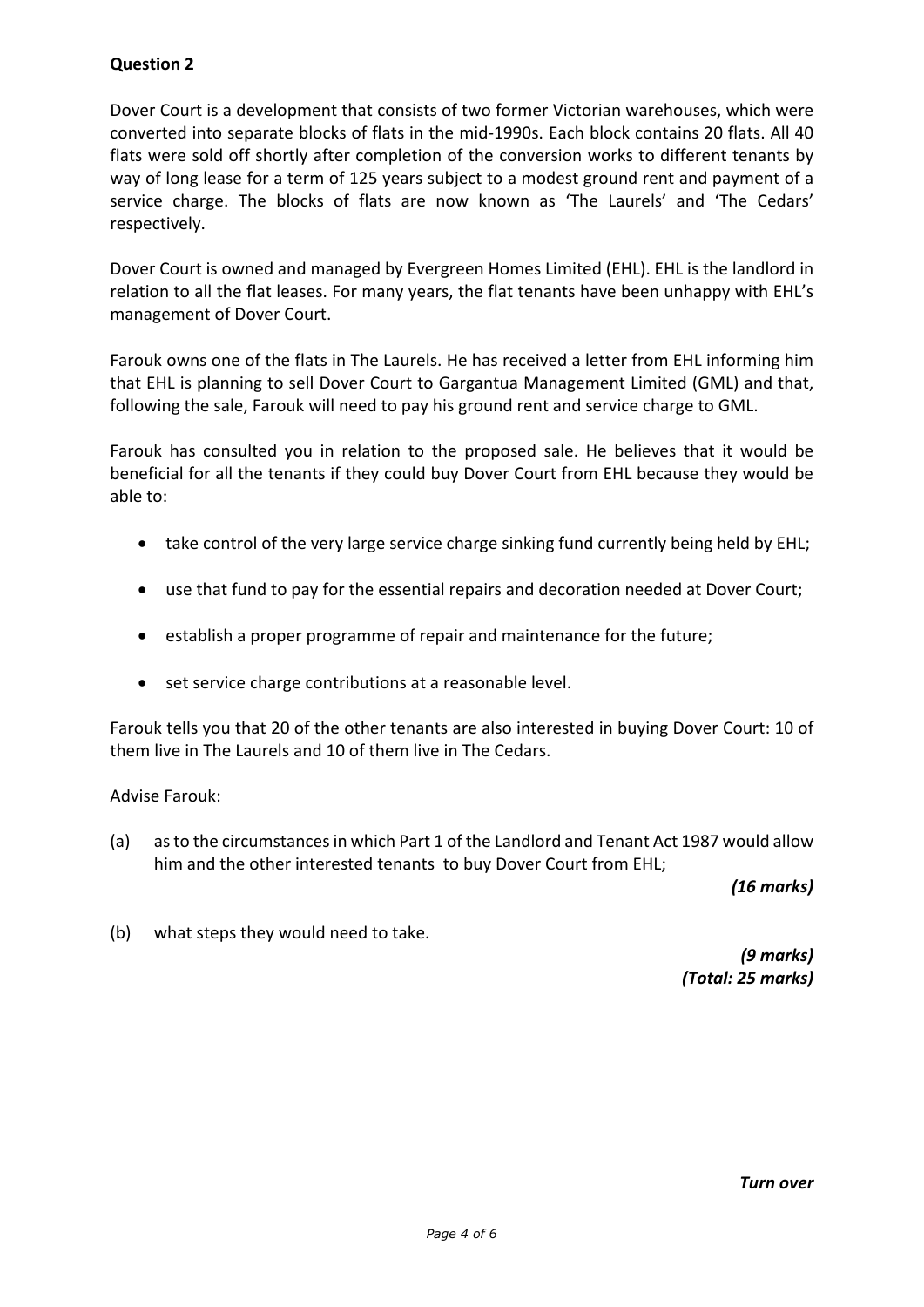**Question 2**

Dover Court is a development that consists of two former Victorian warehouses, which were converted into separate blocks of flats in the mid-1990s. Each block contains 20 flats. All 40 flats were sold off shortly after completion of the conversion works to different tenants by way of long lease for a term of 125 years subject to a modest ground rent and payment of a service charge. The blocks of flats are now known as 'The Laurels' and 'The Cedars' respectively.

Dover Court is owned and managed by Evergreen Homes Limited (EHL). EHL is the landlord in relation to all the flat leases. For many years, the flat tenants have been unhappy with EHL's management of Dover Court.

Farouk owns one of the flats in The Laurels. He has received a letter from EHL informing him that EHL is planning to sell Dover Court to Gargantua Management Limited (GML) and that, following the sale, Farouk will need to pay his ground rent and service charge to GML.

Farouk has consulted you in relation to the proposed sale. He believes that it would be beneficial for all the tenants if they could buy Dover Court from EHL because they would be able to:

- take control of the very large service charge sinking fund currently being held by EHL;
- use that fund to pay for the essential repairs and decoration needed at Dover Court;
- establish a proper programme of repair and maintenance for the future;
- set service charge contributions at a reasonable level.

Farouk tells you that 20 of the other tenants are also interested in buying Dover Court: 10 of them live in The Laurels and 10 of them live in The Cedars.

Advise Farouk:

(a) as to the circumstances in which Part 1 of the Landlord and Tenant Act 1987 would allow him and the other interested tenants to buy Dover Court from EHL;

*(16 marks)*

(b) what steps they would need to take.

*(9 marks)*
*(Total: 25 marks)*

***Turn over***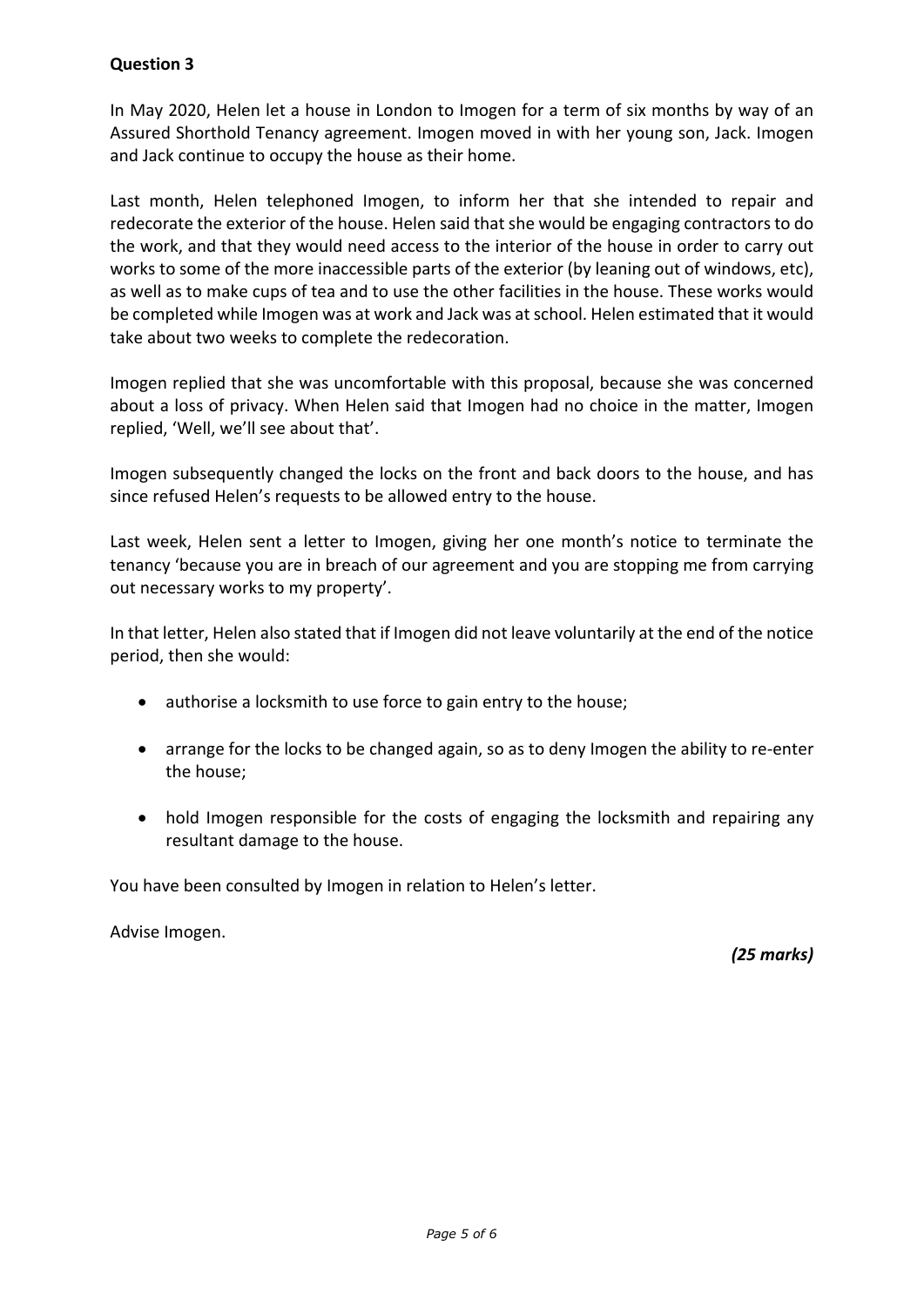**Question 3**

In May 2020, Helen let a house in London to Imogen for a term of six months by way of an Assured Shorthold Tenancy agreement. Imogen moved in with her young son, Jack. Imogen and Jack continue to occupy the house as their home.

Last month, Helen telephoned Imogen, to inform her that she intended to repair and redecorate the exterior of the house. Helen said that she would be engaging contractors to do the work, and that they would need access to the interior of the house in order to carry out works to some of the more inaccessible parts of the exterior (by leaning out of windows, etc), as well as to make cups of tea and to use the other facilities in the house. These works would be completed while Imogen was at work and Jack was at school. Helen estimated that it would take about two weeks to complete the redecoration.

Imogen replied that she was uncomfortable with this proposal, because she was concerned about a loss of privacy. When Helen said that Imogen had no choice in the matter, Imogen replied, 'Well, we'll see about that'.

Imogen subsequently changed the locks on the front and back doors to the house, and has since refused Helen's requests to be allowed entry to the house.

Last week, Helen sent a letter to Imogen, giving her one month's notice to terminate the tenancy 'because you are in breach of our agreement and you are stopping me from carrying out necessary works to my property'.

In that letter, Helen also stated that if Imogen did not leave voluntarily at the end of the notice period, then she would:

- authorise a locksmith to use force to gain entry to the house;
- arrange for the locks to be changed again, so as to deny Imogen the ability to re-enter the house;
- hold Imogen responsible for the costs of engaging the locksmith and repairing any resultant damage to the house.

You have been consulted by Imogen in relation to Helen's letter.

Advise Imogen.

***(25 marks)***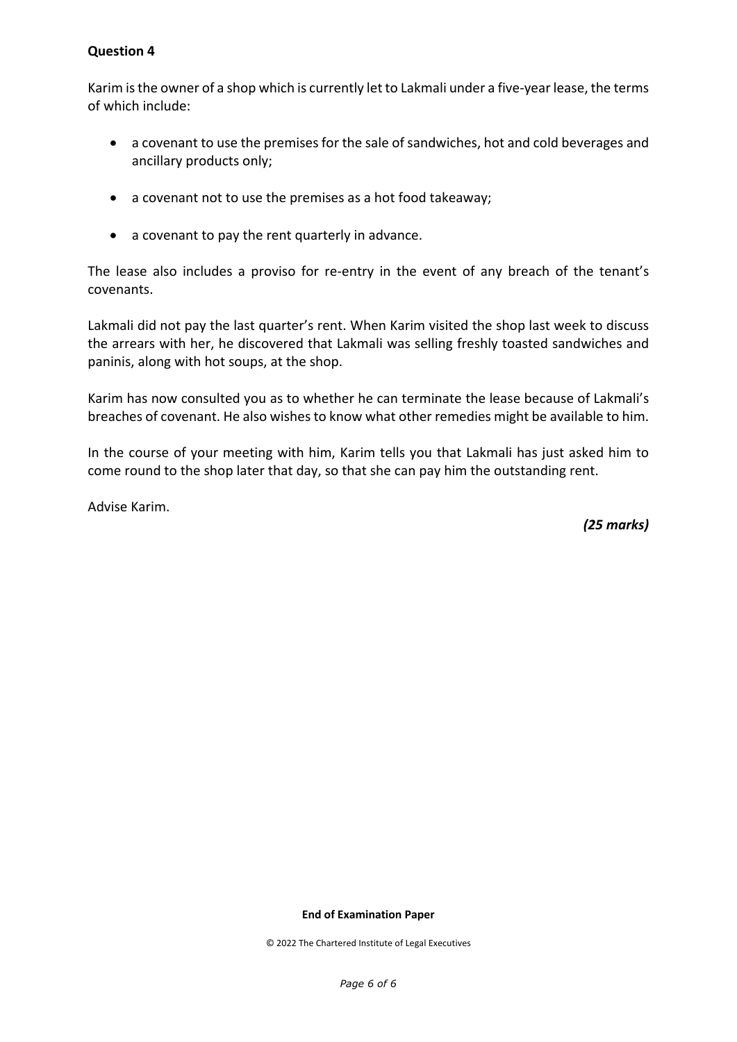**Question 4**

Karim is the owner of a shop which is currently let to Lakmali under a five-year lease, the terms of which include:

- a covenant to use the premises for the sale of sandwiches, hot and cold beverages and ancillary products only;
- a covenant not to use the premises as a hot food takeaway;
- a covenant to pay the rent quarterly in advance.

The lease also includes a proviso for re-entry in the event of any breach of the tenant's covenants.

Lakmali did not pay the last quarter's rent. When Karim visited the shop last week to discuss the arrears with her, he discovered that Lakmali was selling freshly toasted sandwiches and paninis, along with hot soups, at the shop.

Karim has now consulted you as to whether he can terminate the lease because of Lakmali's breaches of covenant. He also wishes to know what other remedies might be available to him.

In the course of your meeting with him, Karim tells you that Lakmali has just asked him to come round to the shop later that day, so that she can pay him the outstanding rent.

Advise Karim.

***(25 marks)***

**End of Examination Paper**

© 2022 The Chartered Institute of Legal Executives